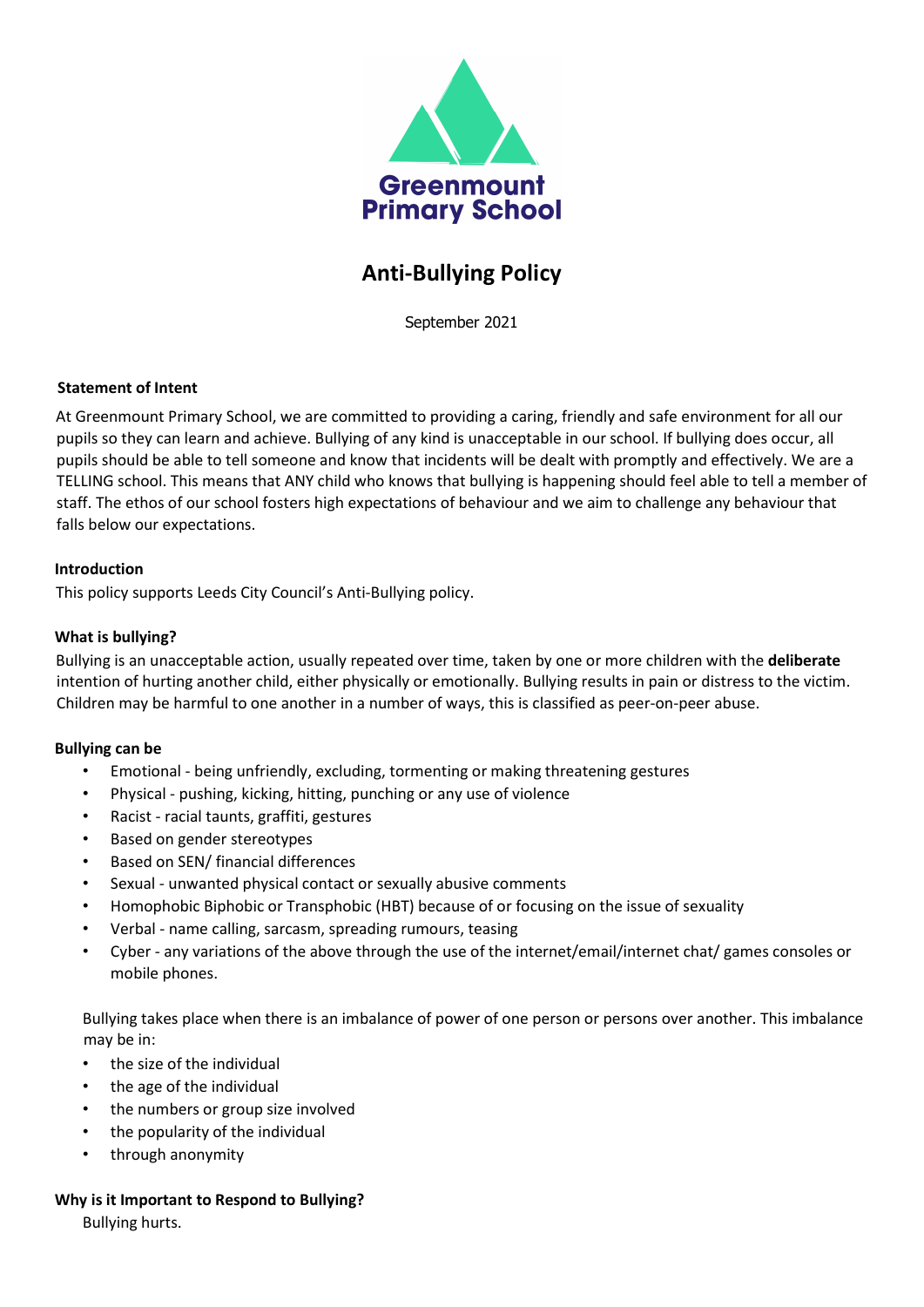Greenmount Primary School

# Anti-Bullying Policy

September 2021

### Statement of Intent

At Greenmount Primary School, we are committed to providing a caring, friendly and safe environment for all our pupils so they can learn and achieve. Bullying of any kind is unacceptable in our school. If bullying does occur, all pupils should be able to tell someone and know that incidents will be dealt with promptly and effectively. We are a TELLING school. This means that ANY child who knows that bullying is happening should feel able to tell a member of staff. The ethos of our school fosters high expectations of behaviour and we aim to challenge any behaviour that falls below our expectations.

### Introduction

This policy supports Leeds City Council's Anti-Bullying policy.

### What is bullying?

Bullying is an unacceptable action, usually repeated over time, taken by one or more children with the **deliberate** intention of hurting another child, either physically or emotionally. Bullying results in pain or distress to the victim. Children may be harmful to one another in a number of ways, this is classified as peer-on-peer abuse.

### Bullying can be

- Emotional - being unfriendly, excluding, tormenting or making threatening gestures
- Physical - pushing, kicking, hitting, punching or any use of violence
- Racist - racial taunts, graffiti, gestures
- Based on gender stereotypes
- Based on SEN/ financial differences
- Sexual - unwanted physical contact or sexually abusive comments
- Homophobic Biphobic or Transphobic (HBT) because of or focusing on the issue of sexuality
- Verbal - name calling, sarcasm, spreading rumours, teasing
- Cyber - any variations of the above through the use of the internet/email/internet chat/ games consoles or mobile phones.

Bullying takes place when there is an imbalance of power of one person or persons over another. This imbalance may be in:

- the size of the individual
- the age of the individual
- the numbers or group size involved
- the popularity of the individual
- through anonymity

### Why is it Important to Respond to Bullying?

Bullying hurts.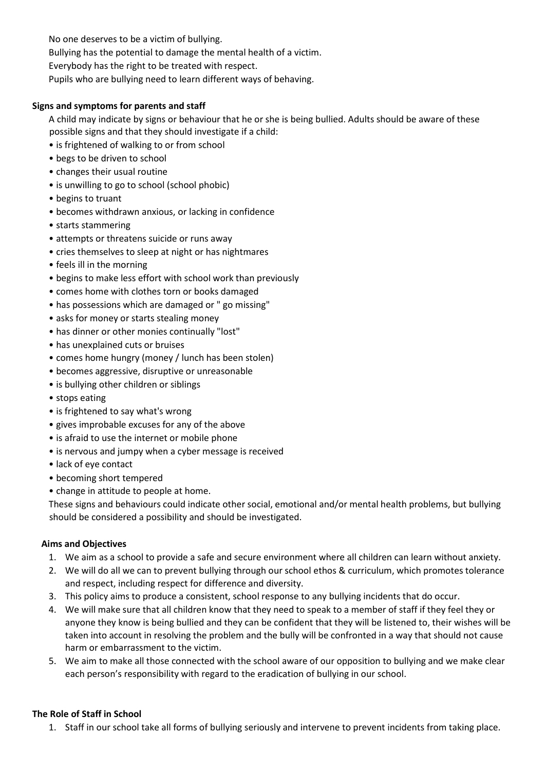No one deserves to be a victim of bullying.
Bullying has the potential to damage the mental health of a victim.
Everybody has the right to be treated with respect.
Pupils who are bullying need to learn different ways of behaving.

**Signs and symptoms for parents and staff**

A child may indicate by signs or behaviour that he or she is being bullied. Adults should be aware of these possible signs and that they should investigate if a child:

- is frightened of walking to or from school
- begs to be driven to school
- changes their usual routine
- is unwilling to go to school (school phobic)
- begins to truant
- becomes withdrawn anxious, or lacking in confidence
- starts stammering
- attempts or threatens suicide or runs away
- cries themselves to sleep at night or has nightmares
- feels ill in the morning
- begins to make less effort with school work than previously
- comes home with clothes torn or books damaged
- has possessions which are damaged or " go missing"
- asks for money or starts stealing money
- has dinner or other monies continually "lost"
- has unexplained cuts or bruises
- comes home hungry (money / lunch has been stolen)
- becomes aggressive, disruptive or unreasonable
- is bullying other children or siblings
- stops eating
- is frightened to say what's wrong
- gives improbable excuses for any of the above
- is afraid to use the internet or mobile phone
- is nervous and jumpy when a cyber message is received
- lack of eye contact
- becoming short tempered
- change in attitude to people at home.

These signs and behaviours could indicate other social, emotional and/or mental health problems, but bullying should be considered a possibility and should be investigated.

**Aims and Objectives**

1. We aim as a school to provide a safe and secure environment where all children can learn without anxiety.
2. We will do all we can to prevent bullying through our school ethos & curriculum, which promotes tolerance and respect, including respect for difference and diversity.
3. This policy aims to produce a consistent, school response to any bullying incidents that do occur.
4. We will make sure that all children know that they need to speak to a member of staff if they feel they or anyone they know is being bullied and they can be confident that they will be listened to, their wishes will be taken into account in resolving the problem and the bully will be confronted in a way that should not cause harm or embarrassment to the victim.
5. We aim to make all those connected with the school aware of our opposition to bullying and we make clear each person's responsibility with regard to the eradication of bullying in our school.

**The Role of Staff in School**

1. Staff in our school take all forms of bullying seriously and intervene to prevent incidents from taking place.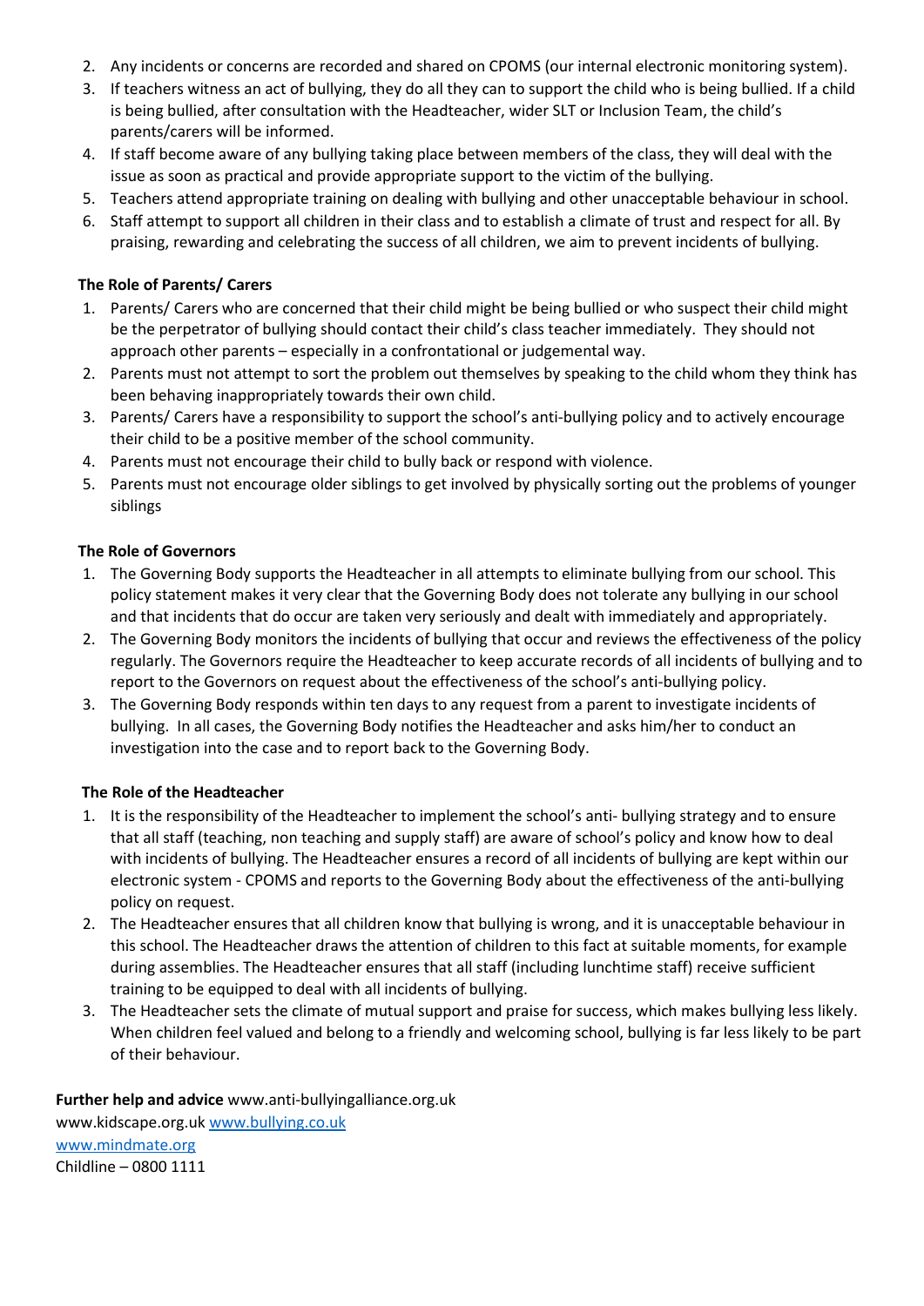2. Any incidents or concerns are recorded and shared on CPOMS (our internal electronic monitoring system).
3. If teachers witness an act of bullying, they do all they can to support the child who is being bullied. If a child is being bullied, after consultation with the Headteacher, wider SLT or Inclusion Team, the child's parents/carers will be informed.
4. If staff become aware of any bullying taking place between members of the class, they will deal with the issue as soon as practical and provide appropriate support to the victim of the bullying.
5. Teachers attend appropriate training on dealing with bullying and other unacceptable behaviour in school.
6. Staff attempt to support all children in their class and to establish a climate of trust and respect for all. By praising, rewarding and celebrating the success of all children, we aim to prevent incidents of bullying.

**The Role of Parents/ Carers**

1. Parents/ Carers who are concerned that their child might be being bullied or who suspect their child might be the perpetrator of bullying should contact their child's class teacher immediately. They should not approach other parents – especially in a confrontational or judgemental way.
2. Parents must not attempt to sort the problem out themselves by speaking to the child whom they think has been behaving inappropriately towards their own child.
3. Parents/ Carers have a responsibility to support the school's anti-bullying policy and to actively encourage their child to be a positive member of the school community.
4. Parents must not encourage their child to bully back or respond with violence.
5. Parents must not encourage older siblings to get involved by physically sorting out the problems of younger siblings

**The Role of Governors**

1. The Governing Body supports the Headteacher in all attempts to eliminate bullying from our school. This policy statement makes it very clear that the Governing Body does not tolerate any bullying in our school and that incidents that do occur are taken very seriously and dealt with immediately and appropriately.
2. The Governing Body monitors the incidents of bullying that occur and reviews the effectiveness of the policy regularly. The Governors require the Headteacher to keep accurate records of all incidents of bullying and to report to the Governors on request about the effectiveness of the school's anti-bullying policy.
3. The Governing Body responds within ten days to any request from a parent to investigate incidents of bullying. In all cases, the Governing Body notifies the Headteacher and asks him/her to conduct an investigation into the case and to report back to the Governing Body.

**The Role of the Headteacher**

1. It is the responsibility of the Headteacher to implement the school's anti- bullying strategy and to ensure that all staff (teaching, non teaching and supply staff) are aware of school's policy and know how to deal with incidents of bullying. The Headteacher ensures a record of all incidents of bullying are kept within our electronic system - CPOMS and reports to the Governing Body about the effectiveness of the anti-bullying policy on request.
2. The Headteacher ensures that all children know that bullying is wrong, and it is unacceptable behaviour in this school. The Headteacher draws the attention of children to this fact at suitable moments, for example during assemblies. The Headteacher ensures that all staff (including lunchtime staff) receive sufficient training to be equipped to deal with all incidents of bullying.
3. The Headteacher sets the climate of mutual support and praise for success, which makes bullying less likely. When children feel valued and belong to a friendly and welcoming school, bullying is far less likely to be part of their behaviour.

**Further help and advice** www.anti-bullyingalliance.org.uk
www.kidscape.org.uk www.bullying.co.uk
www.mindmate.org
Childline – 0800 1111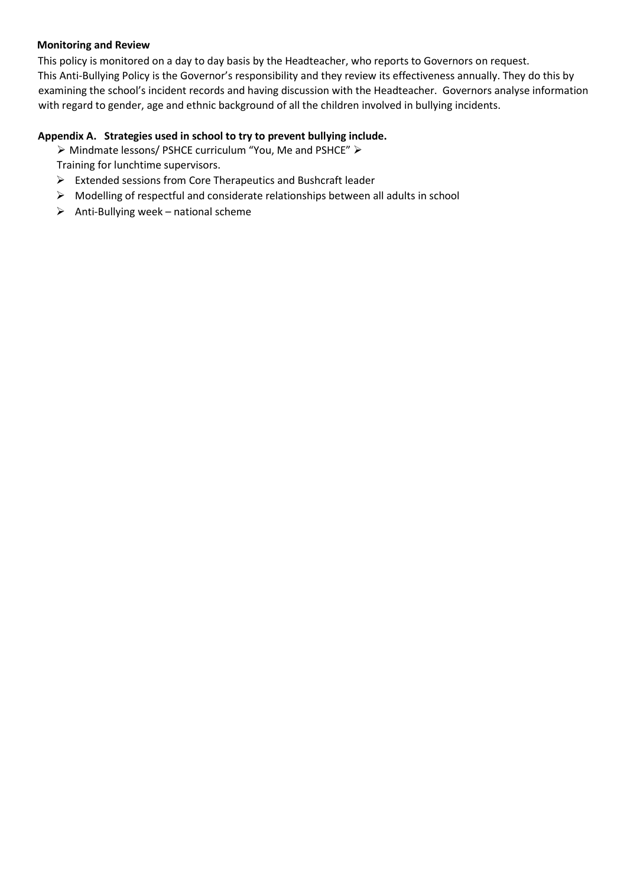**Monitoring and Review**

This policy is monitored on a day to day basis by the Headteacher, who reports to Governors on request. This Anti-Bullying Policy is the Governor's responsibility and they review its effectiveness annually. They do this by examining the school's incident records and having discussion with the Headteacher. Governors analyse information with regard to gender, age and ethnic background of all the children involved in bullying incidents.

**Appendix A. Strategies used in school to try to prevent bullying include.**

- Mindmate lessons/ PSHCE curriculum "You, Me and PSHCE"
- Training for lunchtime supervisors.
- Extended sessions from Core Therapeutics and Bushcraft leader
- Modelling of respectful and considerate relationships between all adults in school
- Anti-Bullying week – national scheme